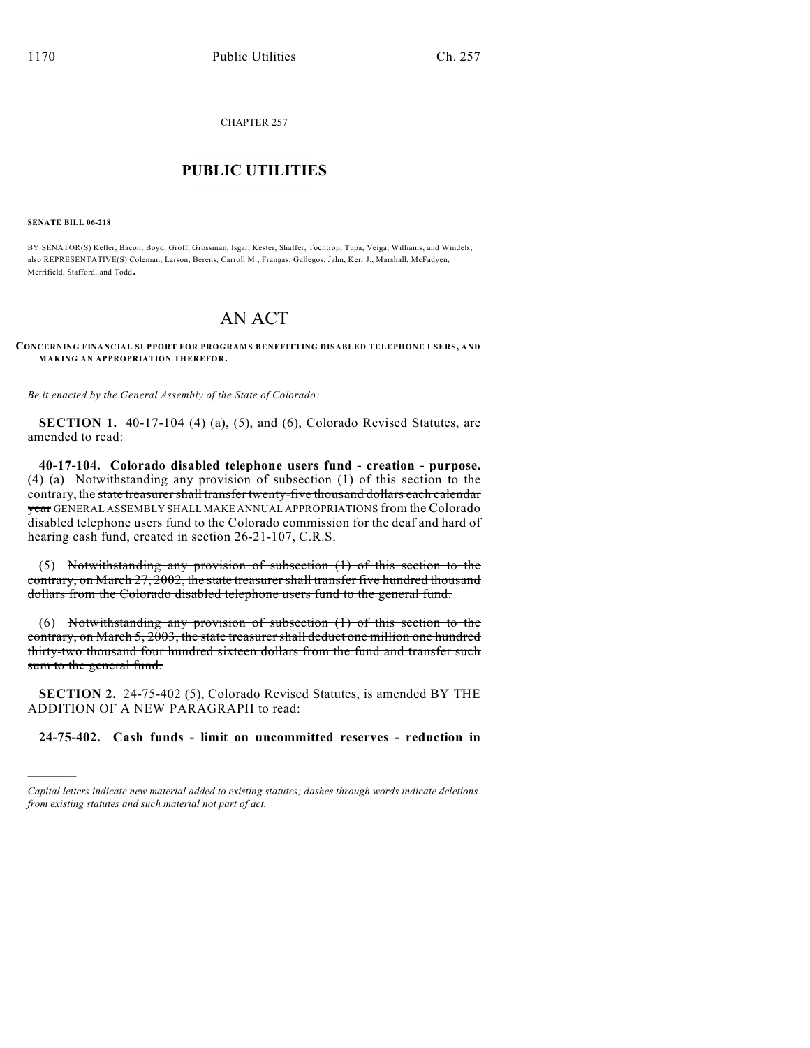CHAPTER 257

# PUBLIC UTILITIES

**SENATE BILL 06-218**

BY SENATOR(S) Keller, Bacon, Boyd, Groff, Grossman, Isgar, Kester, Shaffer, Tochtrop, Tupa, Veiga, Williams, and Windels; also REPRESENTATIVE(S) Coleman, Larson, Berens, Carroll M., Frangas, Gallegos, Jahn, Kerr J., Marshall, McFadyen, Merrifield, Stafford, and Todd.

# AN ACT

**CONCERNING FINANCIAL SUPPORT FOR PROGRAMS BENEFITTING DISABLED TELEPHONE USERS, AND MAKING AN APPROPRIATION THEREFOR.**

*Be it enacted by the General Assembly of the State of Colorado:*

**SECTION 1.** 40-17-104 (4) (a), (5), and (6), Colorado Revised Statutes, are amended to read:

**40-17-104. Colorado disabled telephone users fund - creation - purpose.** (4) (a) Notwithstanding any provision of subsection (1) of this section to the contrary, the ~~state treasurer shall transfer twenty-five thousand dollars each calendar year~~ GENERAL ASSEMBLY SHALL MAKE ANNUAL APPROPRIATIONS from the Colorado disabled telephone users fund to the Colorado commission for the deaf and hard of hearing cash fund, created in section 26-21-107, C.R.S.

(5) ~~Notwithstanding any provision of subsection (1) of this section to the contrary, on March 27, 2002, the state treasurer shall transfer five hundred thousand dollars from the Colorado disabled telephone users fund to the general fund.~~

(6) ~~Notwithstanding any provision of subsection (1) of this section to the contrary, on March 5, 2003, the state treasurer shall deduct one million one hundred thirty-two thousand four hundred sixteen dollars from the fund and transfer such sum to the general fund.~~

**SECTION 2.** 24-75-402 (5), Colorado Revised Statutes, is amended BY THE ADDITION OF A NEW PARAGRAPH to read:

**24-75-402. Cash funds - limit on uncommitted reserves - reduction in**

---

*Capital letters indicate new material added to existing statutes; dashes through words indicate deletions from existing statutes and such material not part of act.*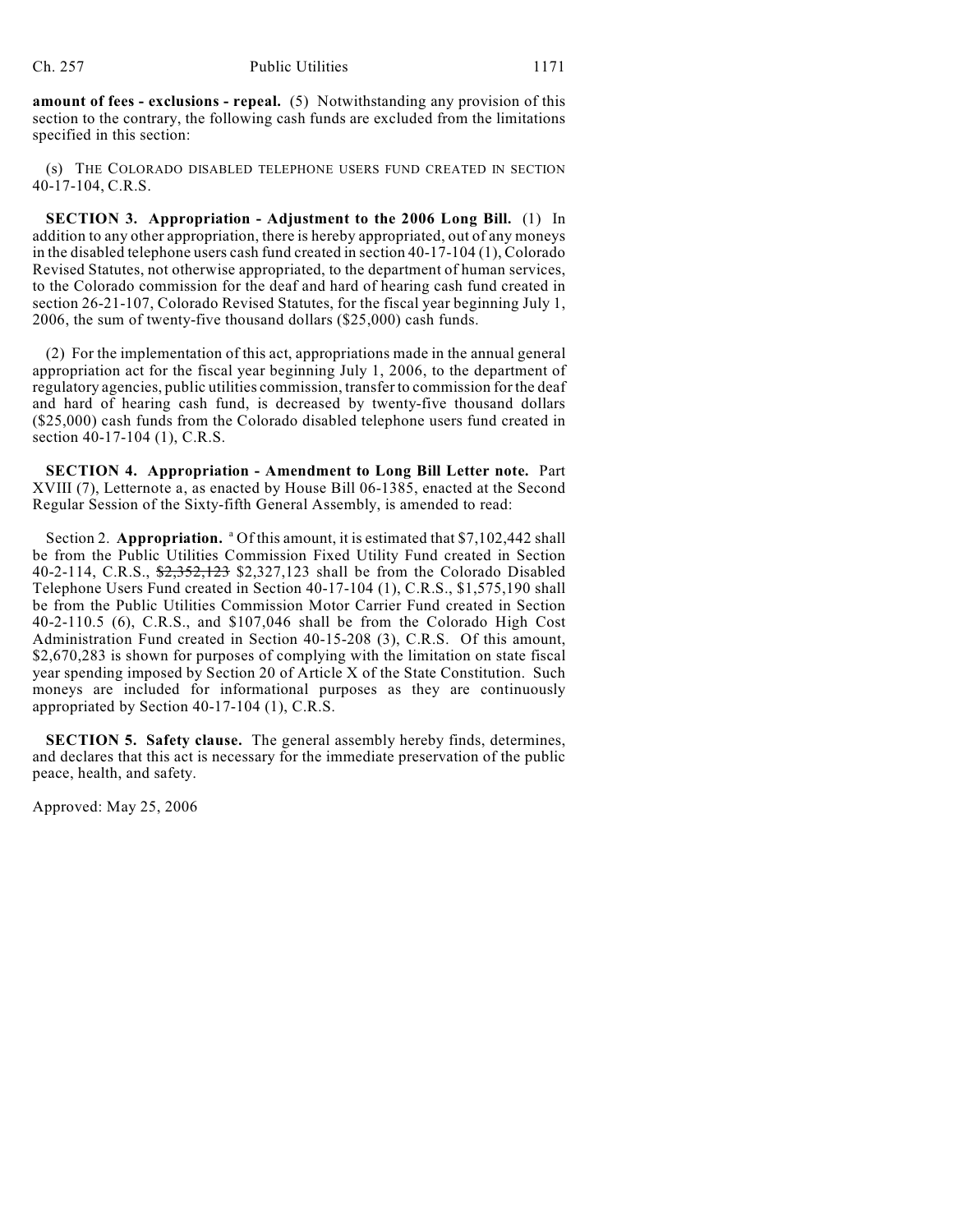**amount of fees - exclusions - repeal.** (5) Notwithstanding any provision of this section to the contrary, the following cash funds are excluded from the limitations specified in this section:

(s) THE COLORADO DISABLED TELEPHONE USERS FUND CREATED IN SECTION 40-17-104, C.R.S.

**SECTION 3. Appropriation - Adjustment to the 2006 Long Bill.** (1) In addition to any other appropriation, there is hereby appropriated, out of any moneys in the disabled telephone users cash fund created in section 40-17-104 (1), Colorado Revised Statutes, not otherwise appropriated, to the department of human services, to the Colorado commission for the deaf and hard of hearing cash fund created in section 26-21-107, Colorado Revised Statutes, for the fiscal year beginning July 1, 2006, the sum of twenty-five thousand dollars ($25,000) cash funds.

(2) For the implementation of this act, appropriations made in the annual general appropriation act for the fiscal year beginning July 1, 2006, to the department of regulatory agencies, public utilities commission, transfer to commission for the deaf and hard of hearing cash fund, is decreased by twenty-five thousand dollars ($25,000) cash funds from the Colorado disabled telephone users fund created in section 40-17-104 (1), C.R.S.

**SECTION 4. Appropriation - Amendment to Long Bill Letter note.** Part XVIII (7), Letternote a, as enacted by House Bill 06-1385, enacted at the Second Regular Session of the Sixty-fifth General Assembly, is amended to read:

Section 2. **Appropriation.** [a] Of this amount, it is estimated that $7,102,442 shall be from the Public Utilities Commission Fixed Utility Fund created in Section 40-2-114, C.R.S., ~~$2,352,123~~ $2,327,123 shall be from the Colorado Disabled Telephone Users Fund created in Section 40-17-104 (1), C.R.S., $1,575,190 shall be from the Public Utilities Commission Motor Carrier Fund created in Section 40-2-110.5 (6), C.R.S., and $107,046 shall be from the Colorado High Cost Administration Fund created in Section 40-15-208 (3), C.R.S. Of this amount, $2,670,283 is shown for purposes of complying with the limitation on state fiscal year spending imposed by Section 20 of Article X of the State Constitution. Such moneys are included for informational purposes as they are continuously appropriated by Section 40-17-104 (1), C.R.S.

**SECTION 5. Safety clause.** The general assembly hereby finds, determines, and declares that this act is necessary for the immediate preservation of the public peace, health, and safety.

Approved: May 25, 2006